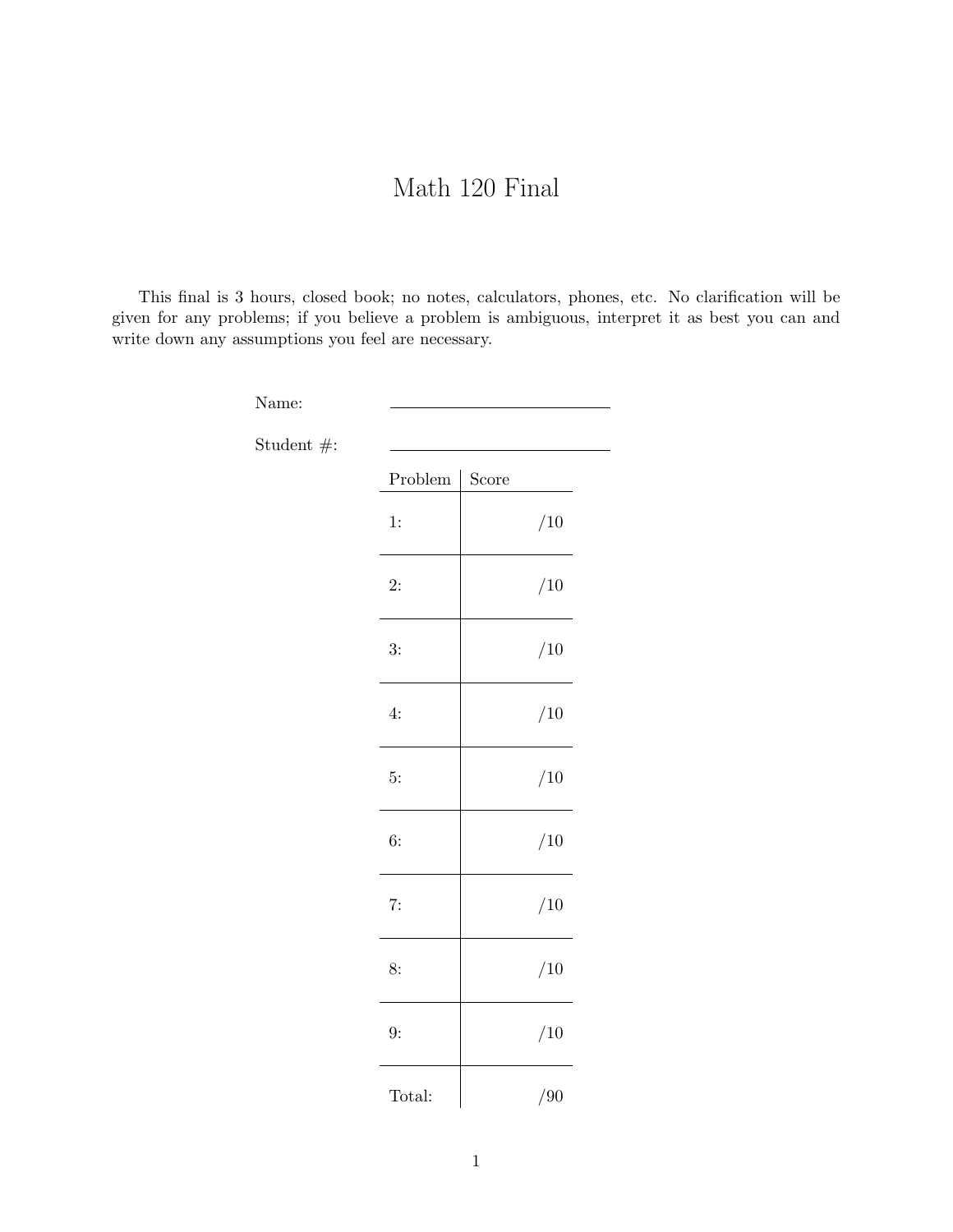# Math 120 Final

This final is 3 hours, closed book; no notes, calculators, phones, etc. No clarification will be given for any problems; if you believe a problem is ambiguous, interpret it as best you can and write down any assumptions you feel are necessary.

Name: ______________________

Student #: ______________________

| Problem | Score |
| --- | --- |
| 1: | /10 |
| 2: | /10 |
| 3: | /10 |
| 4: | /10 |
| 5: | /10 |
| 6: | /10 |
| 7: | /10 |
| 8: | /10 |
| 9: | /10 |
| Total: | /90 |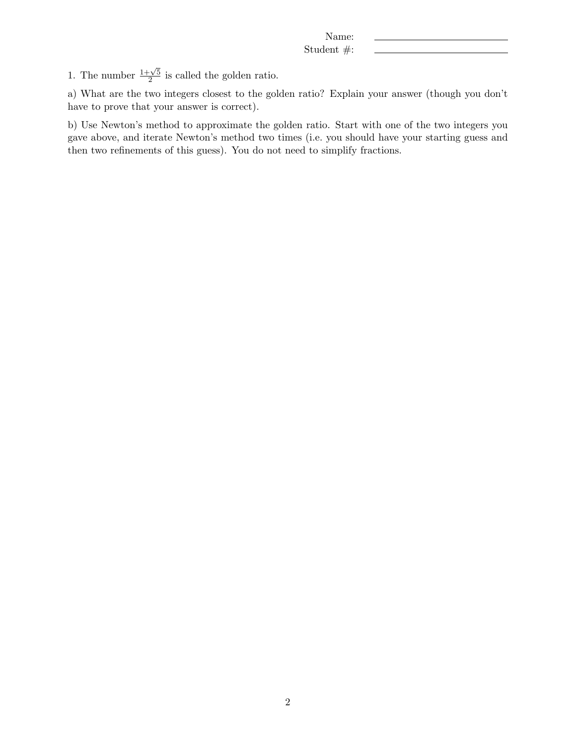Name: ______________________

Student #: ______________________

1. The number $\frac{1+\sqrt{5}}{2}$ is called the golden ratio.

a) What are the two integers closest to the golden ratio? Explain your answer (though you don't have to prove that your answer is correct).

b) Use Newton's method to approximate the golden ratio. Start with one of the two integers you gave above, and iterate Newton's method two times (i.e. you should have your starting guess and then two refinements of this guess). You do not need to simplify fractions.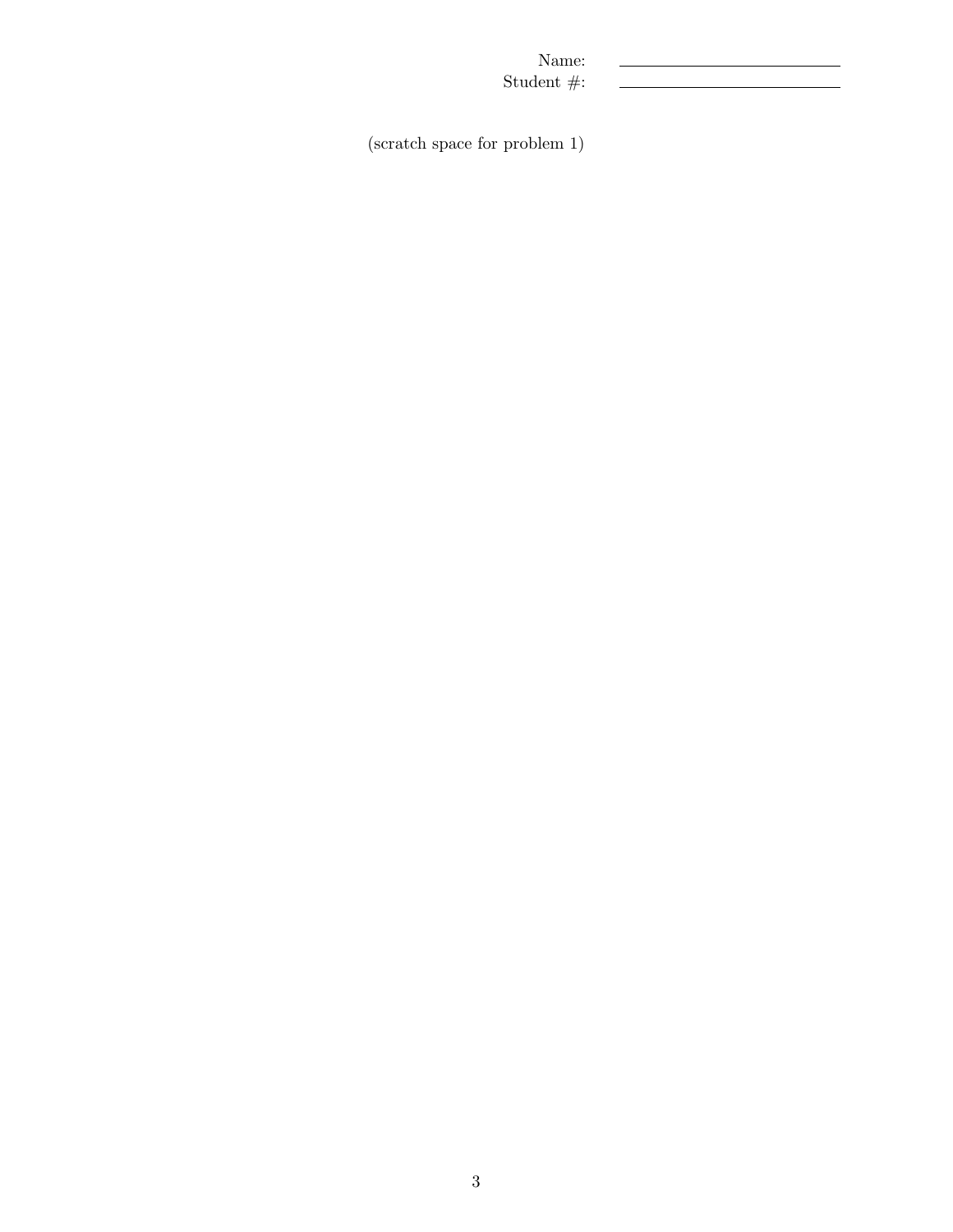Name: \_\_\_\_\_\_\_\_\_\_\_\_\_\_\_\_\_\_\_\_

Student #: \_\_\_\_\_\_\_\_\_\_\_\_\_\_\_\_\_\_\_\_

(scratch space for problem 1)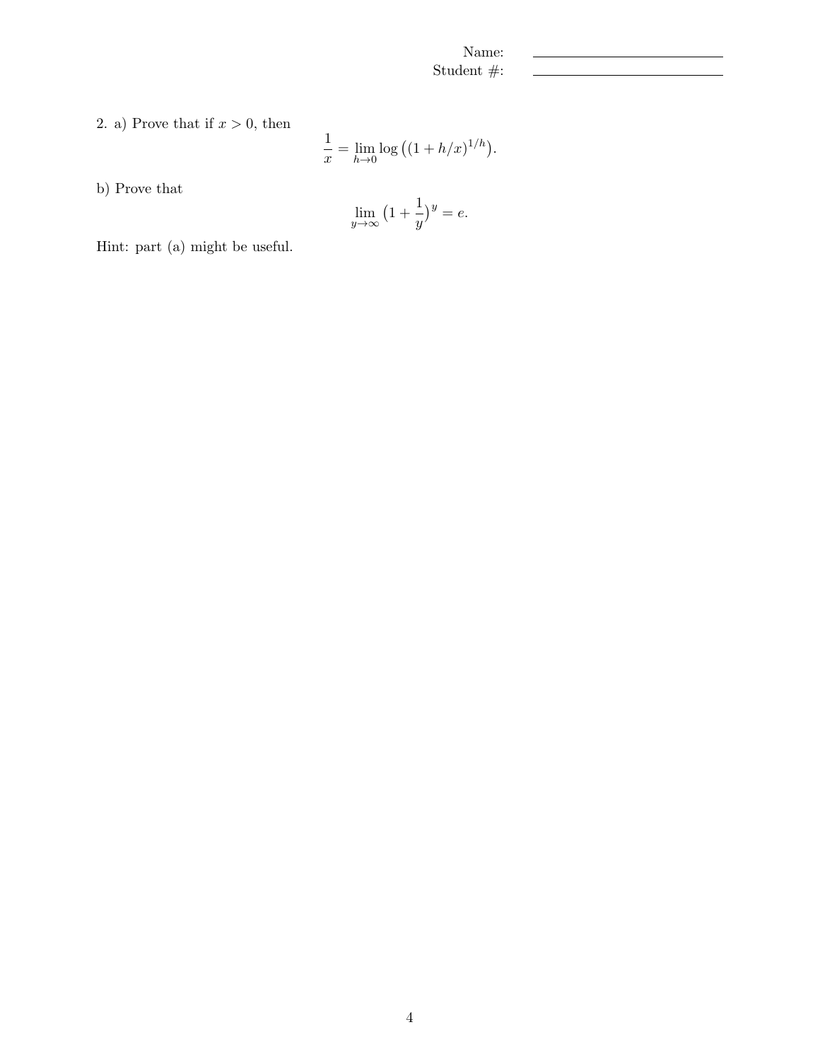Name: ____________________

Student #: ____________________

2. a) Prove that if $x > 0$, then

$$\frac{1}{x} = \lim_{h \to 0} \log\big((1 + h/x)^{1/h}\big).$$

b) Prove that

$$\lim_{y \to \infty} \big(1 + \frac{1}{y}\big)^{y} = e.$$

Hint: part (a) might be useful.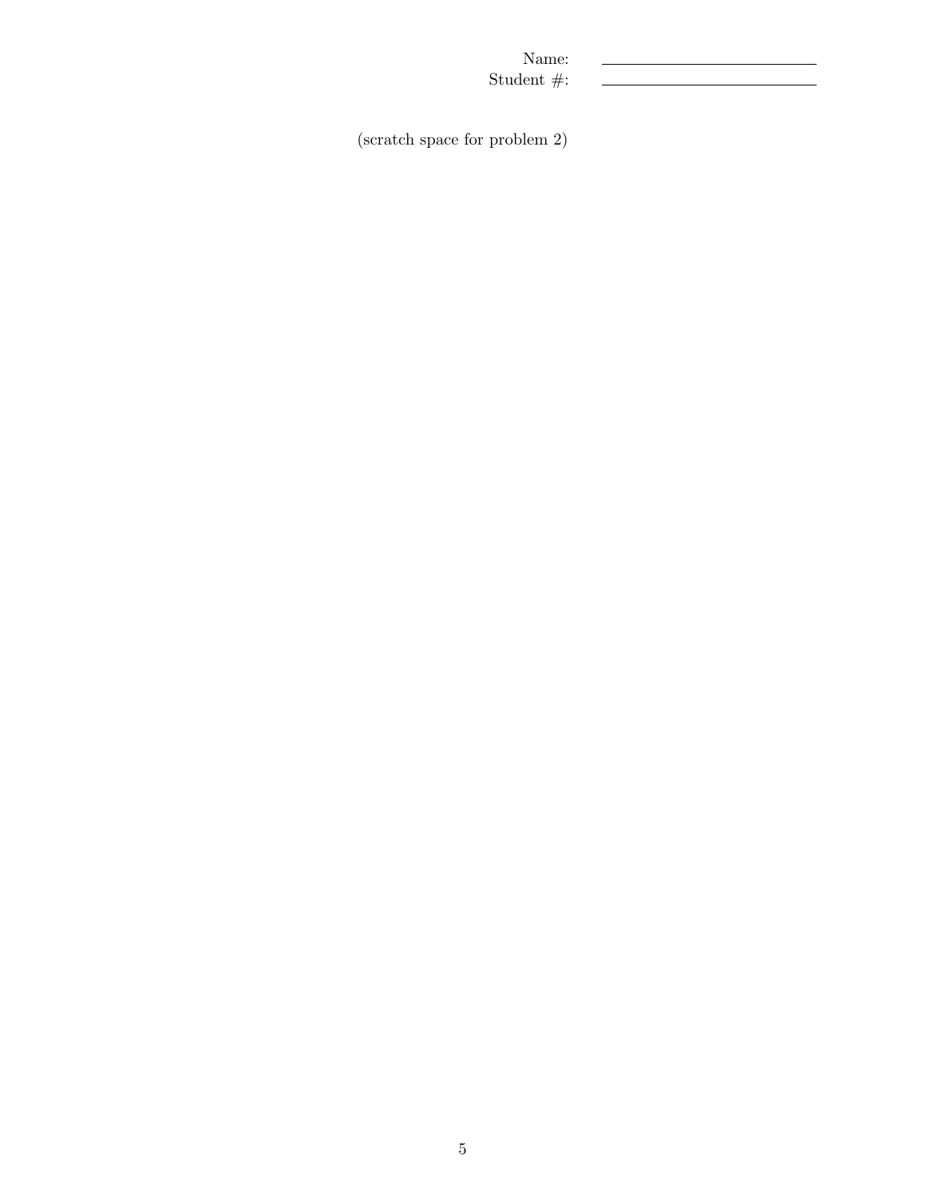Name: \_\_\_\_\_\_\_\_\_\_\_\_\_\_\_\_\_\_\_\_

Student #: \_\_\_\_\_\_\_\_\_\_\_\_\_\_\_\_\_\_\_\_

(scratch space for problem 2)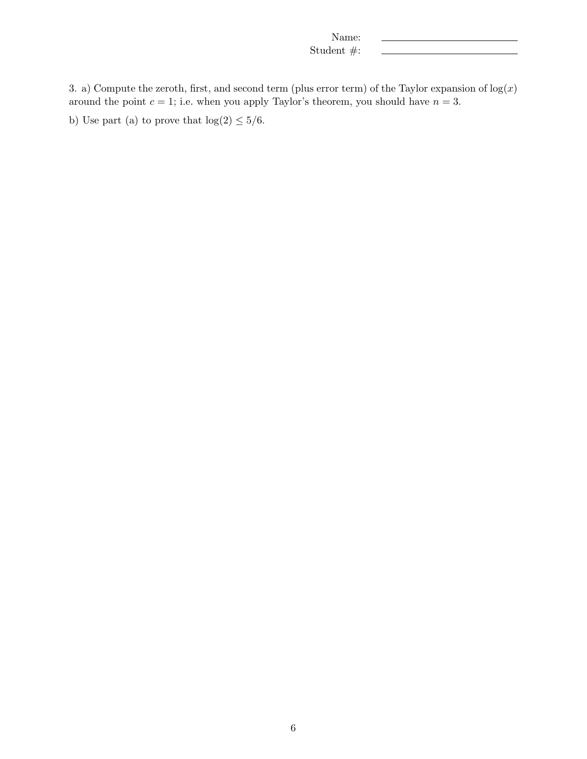Name: \_\_\_\_\_\_\_\_\_\_\_\_\_\_\_\_\_\_\_\_

Student #: \_\_\_\_\_\_\_\_\_\_\_\_\_\_\_\_\_\_\_\_

3. a) Compute the zeroth, first, and second term (plus error term) of the Taylor expansion of $\log(x)$ around the point $c = 1$; i.e. when you apply Taylor's theorem, you should have $n = 3$.

b) Use part (a) to prove that $\log(2) \leq 5/6$.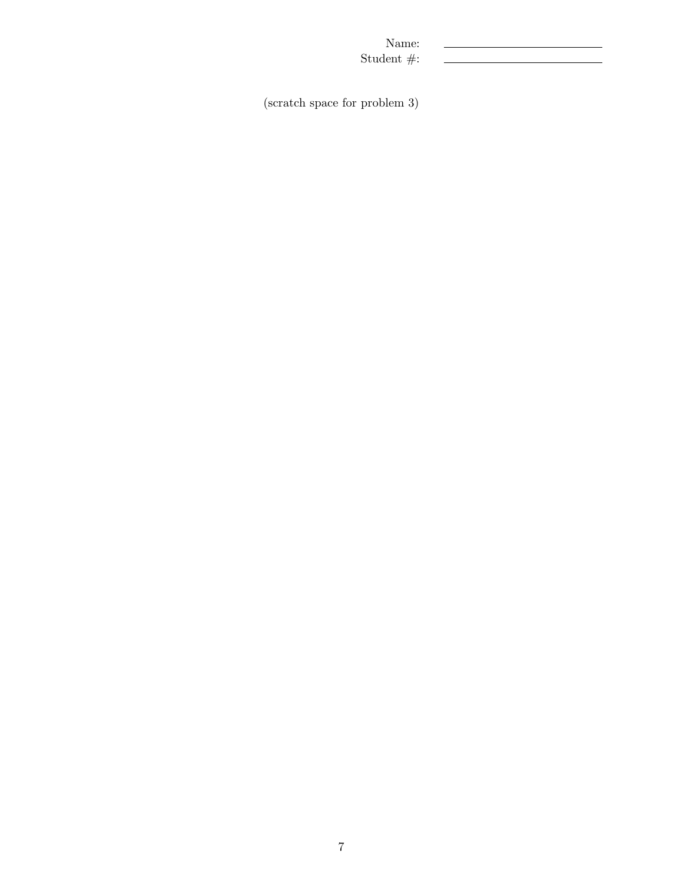Name: \_\_\_\_\_\_\_\_\_\_\_\_\_\_\_\_\_\_\_\_

Student #: \_\_\_\_\_\_\_\_\_\_\_\_\_\_\_\_\_\_\_\_

(scratch space for problem 3)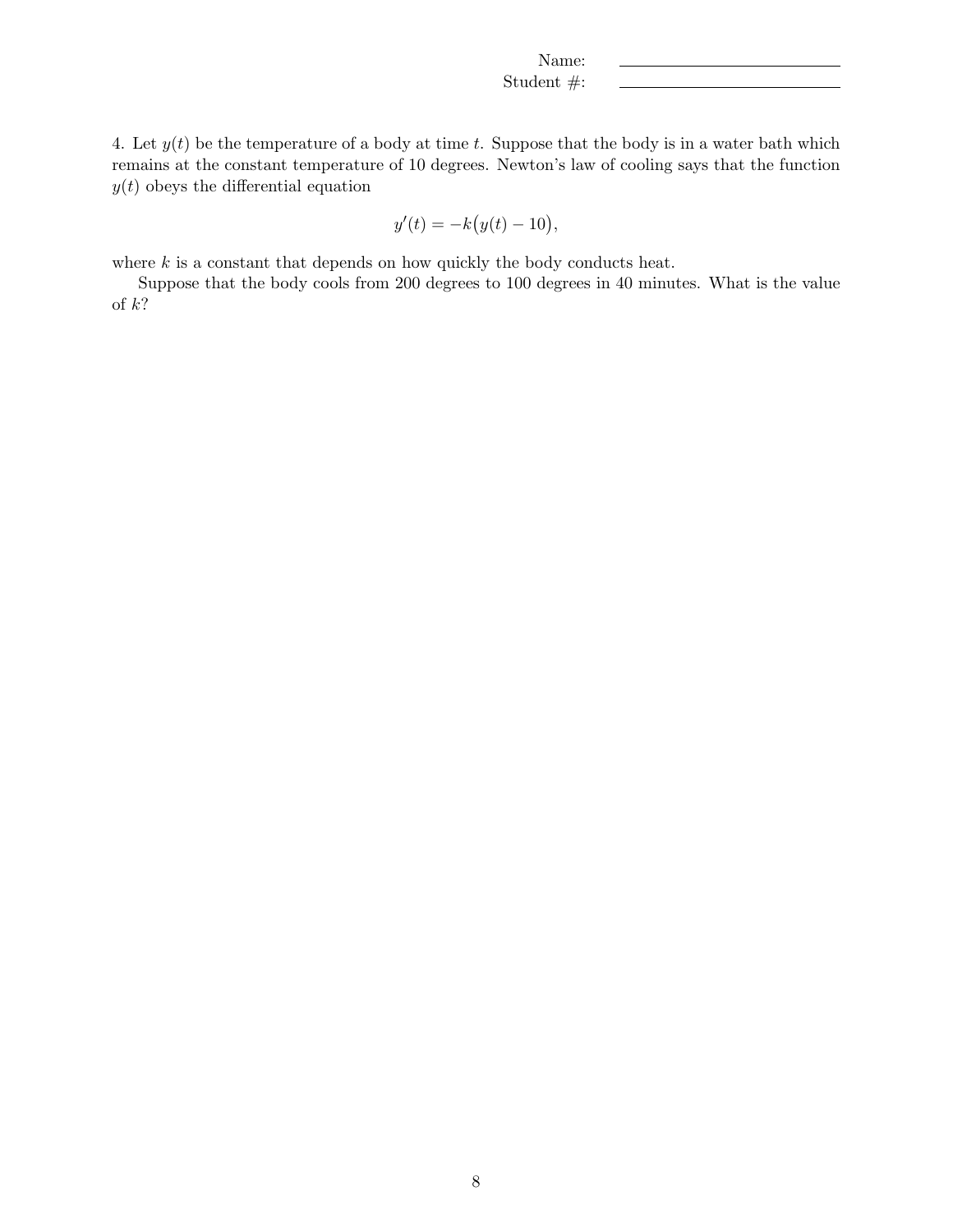Name: ____________________
Student #: ____________________

4. Let $y(t)$ be the temperature of a body at time $t$. Suppose that the body is in a water bath which remains at the constant temperature of 10 degrees. Newton's law of cooling says that the function $y(t)$ obeys the differential equation

$$y'(t) = -k\big(y(t) - 10\big),$$

where $k$ is a constant that depends on how quickly the body conducts heat.

Suppose that the body cools from 200 degrees to 100 degrees in 40 minutes. What is the value of $k$?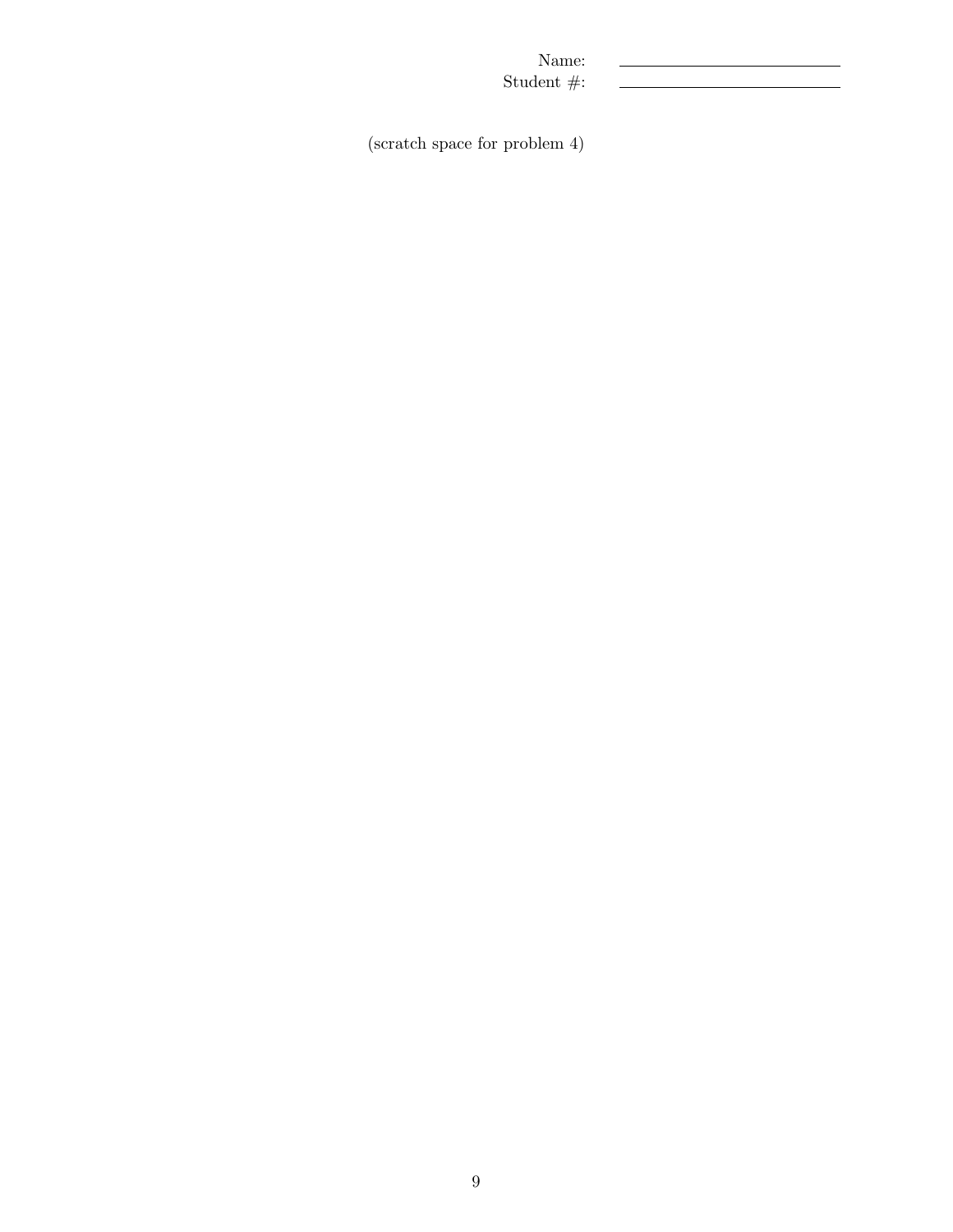Name: \_\_\_\_\_\_\_\_\_\_\_\_\_\_\_\_\_\_\_\_
Student #: \_\_\_\_\_\_\_\_\_\_\_\_\_\_\_\_\_\_\_\_

(scratch space for problem 4)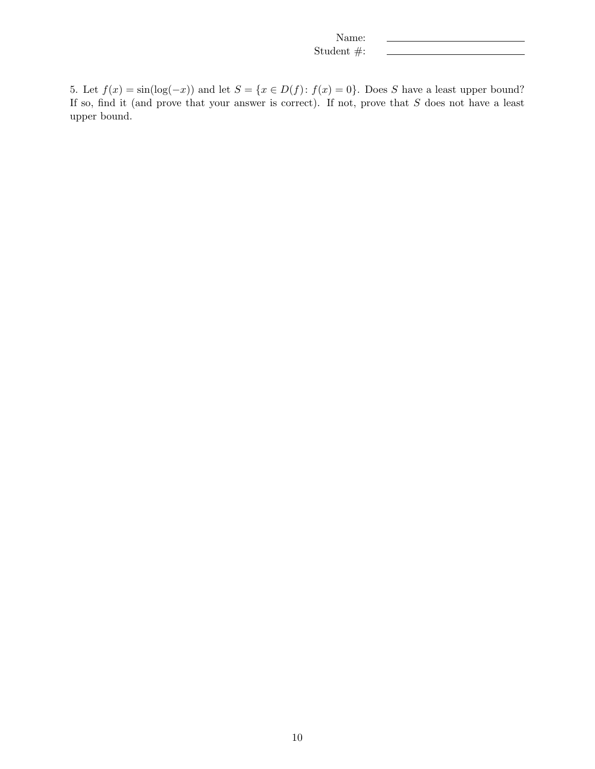Name: \_\_\_\_\_\_\_\_\_\_\_\_\_\_\_\_\_\_\_\_
Student #: \_\_\_\_\_\_\_\_\_\_\_\_\_\_\_\_\_\_\_\_

5. Let $f(x) = \sin(\log(-x))$ and let $S = \{x \in D(f) \colon f(x) = 0\}$. Does $S$ have a least upper bound? If so, find it (and prove that your answer is correct). If not, prove that $S$ does not have a least upper bound.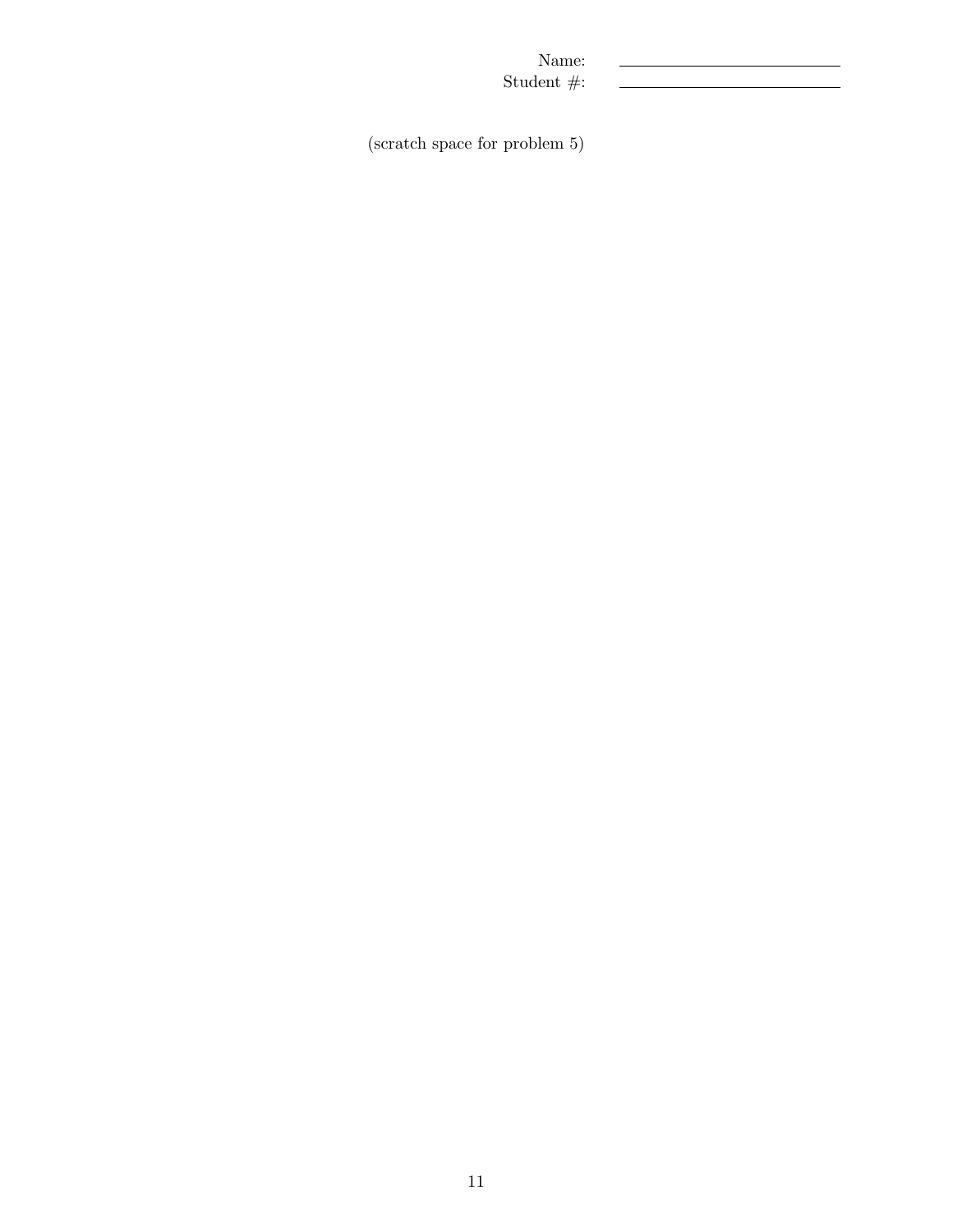Name: ______________________

Student #: ______________________

(scratch space for problem 5)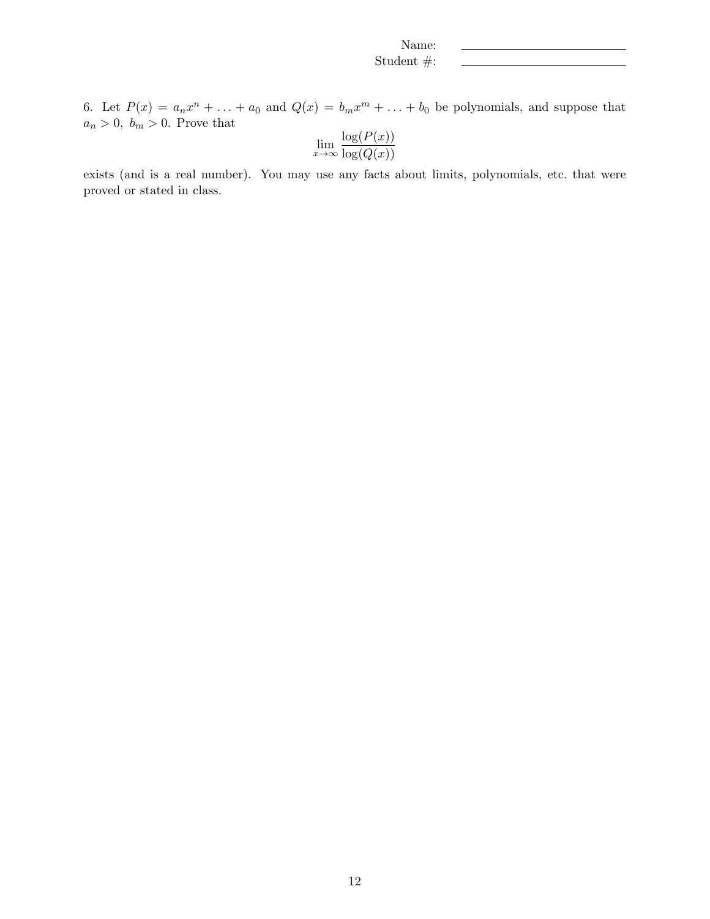Name: \_\_\_\_\_\_\_\_\_\_\_\_\_\_\_\_\_\_\_\_\_\_\_\_

Student #: \_\_\_\_\_\_\_\_\_\_\_\_\_\_\_\_\_\_\_\_\_\_\_\_

6. Let $P(x) = a_n x^n + \ldots + a_0$ and $Q(x) = b_m x^m + \ldots + b_0$ be polynomials, and suppose that $a_n > 0,\ b_m > 0$. Prove that

$$\lim_{x \to \infty} \frac{\log(P(x))}{\log(Q(x))}$$

exists (and is a real number). You may use any facts about limits, polynomials, etc. that were proved or stated in class.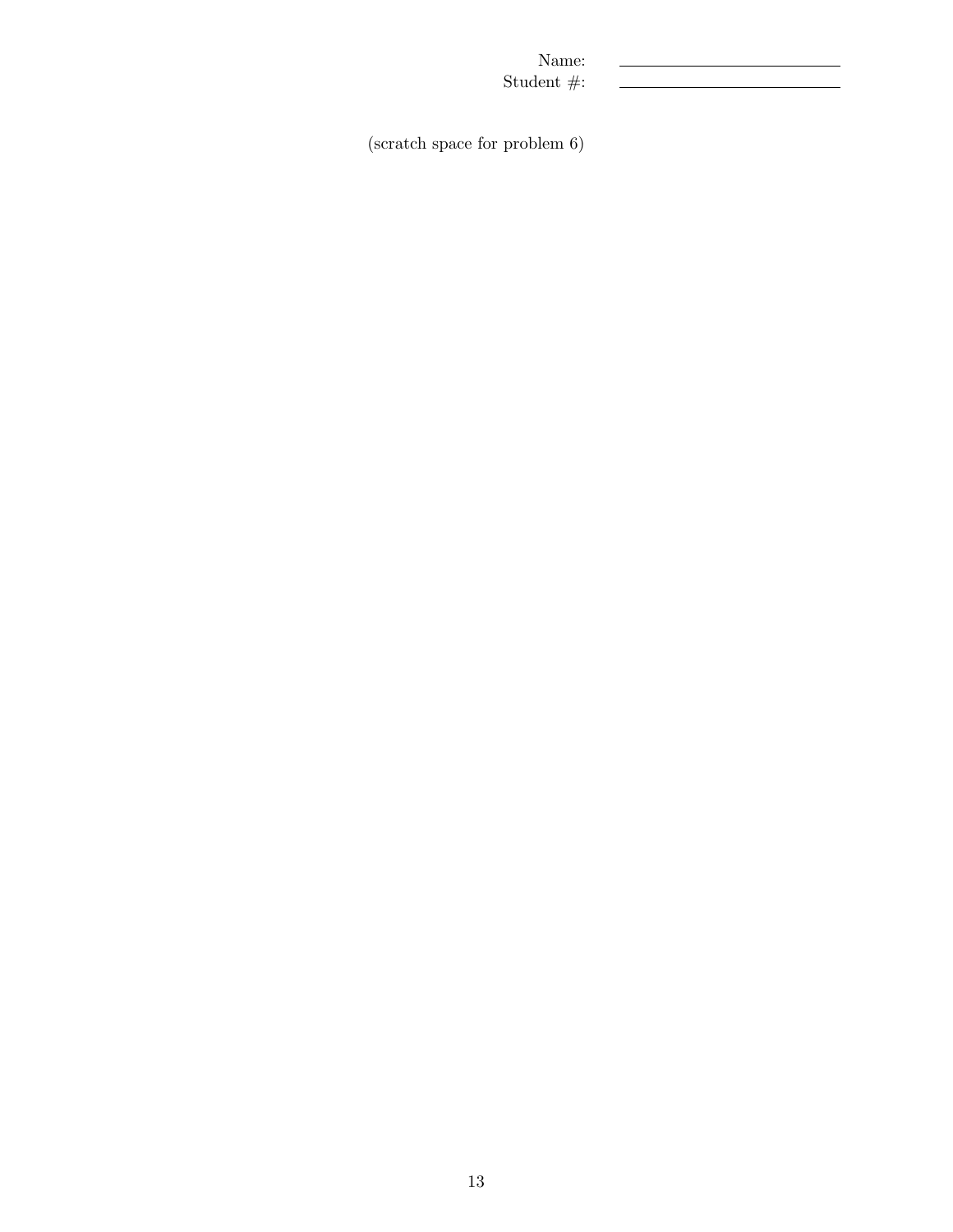Name: ______________________

Student #: ______________________

(scratch space for problem 6)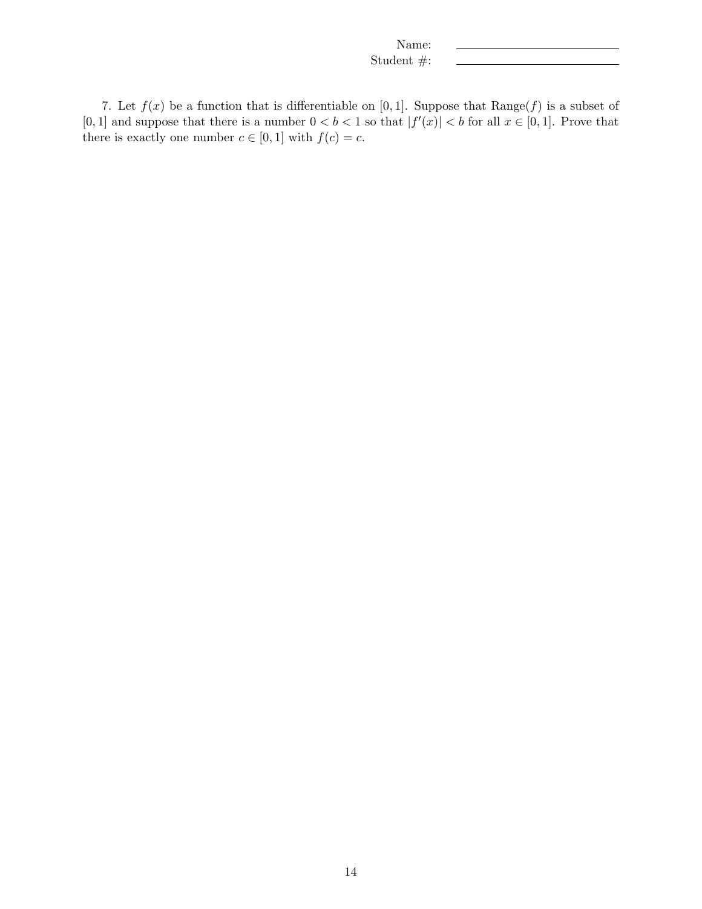Name: \_\_\_\_\_\_\_\_\_\_\_\_\_\_\_\_\_\_\_\_

Student #: \_\_\_\_\_\_\_\_\_\_\_\_\_\_\_\_\_\_\_\_

7. Let $f(x)$ be a function that is differentiable on $[0, 1]$. Suppose that Range$(f)$ is a subset of $[0, 1]$ and suppose that there is a number $0 < b < 1$ so that $|f'(x)| < b$ for all $x \in [0, 1]$. Prove that there is exactly one number $c \in [0, 1]$ with $f(c) = c$.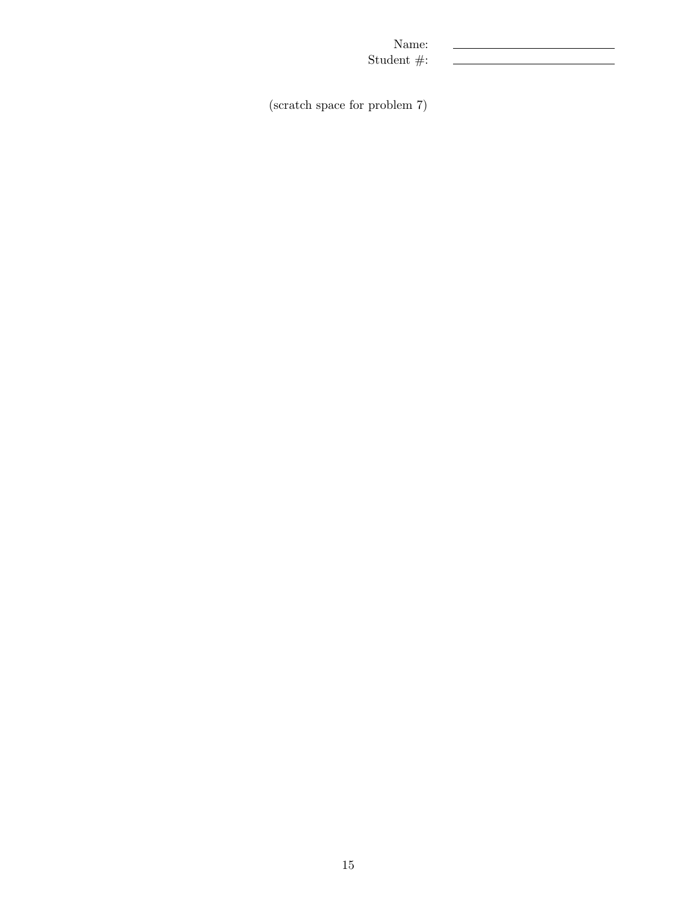Name: ______________________

Student #: ______________________

(scratch space for problem 7)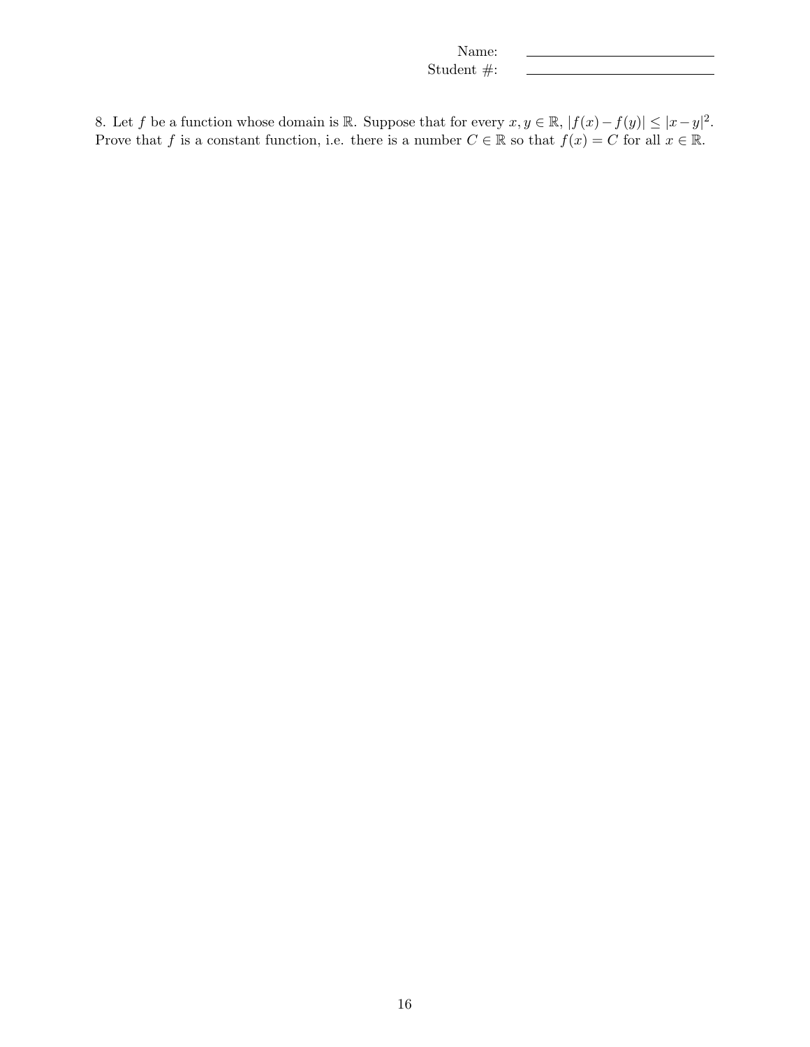Name: \_\_\_\_\_\_\_\_\_\_\_\_\_\_\_\_\_\_\_\_

Student #: \_\_\_\_\_\_\_\_\_\_\_\_\_\_\_\_\_\_\_\_

8. Let $f$ be a function whose domain is $\mathbb{R}$. Suppose that for every $x, y \in \mathbb{R}$, $|f(x) - f(y)| \leq |x - y|^2$. Prove that $f$ is a constant function, i.e. there is a number $C \in \mathbb{R}$ so that $f(x) = C$ for all $x \in \mathbb{R}$.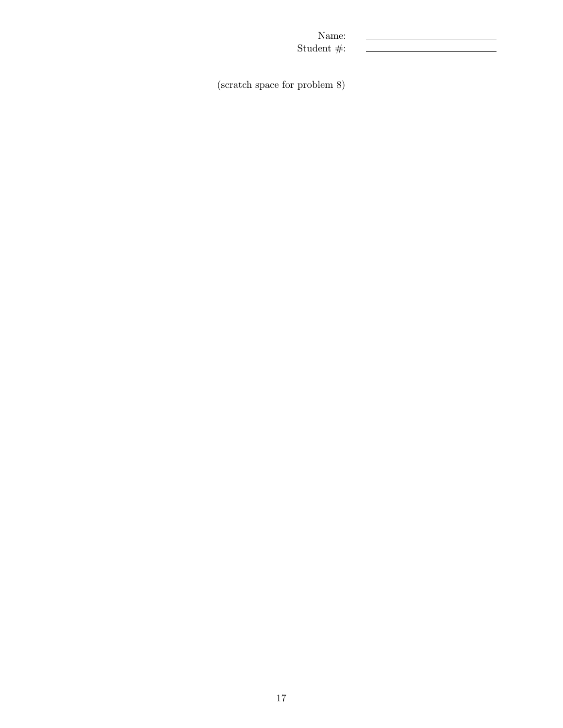Name: \_\_\_\_\_\_\_\_\_\_\_\_\_\_\_\_\_\_\_\_\_\_\_\_

Student #: \_\_\_\_\_\_\_\_\_\_\_\_\_\_\_\_\_\_\_\_\_\_\_\_

(scratch space for problem 8)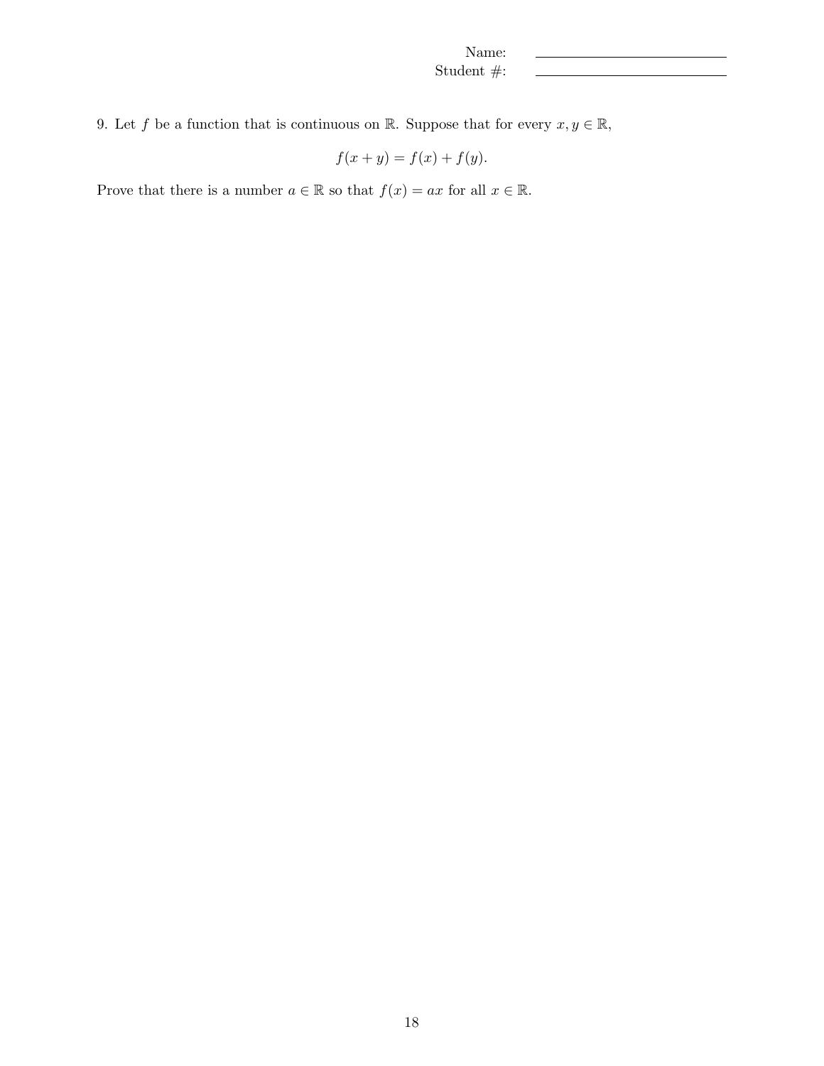Name: ______________________

Student #: ______________________

9. Let $f$ be a function that is continuous on $\mathbb{R}$. Suppose that for every $x, y \in \mathbb{R}$,

$$f(x + y) = f(x) + f(y).$$

Prove that there is a number $a \in \mathbb{R}$ so that $f(x) = ax$ for all $x \in \mathbb{R}$.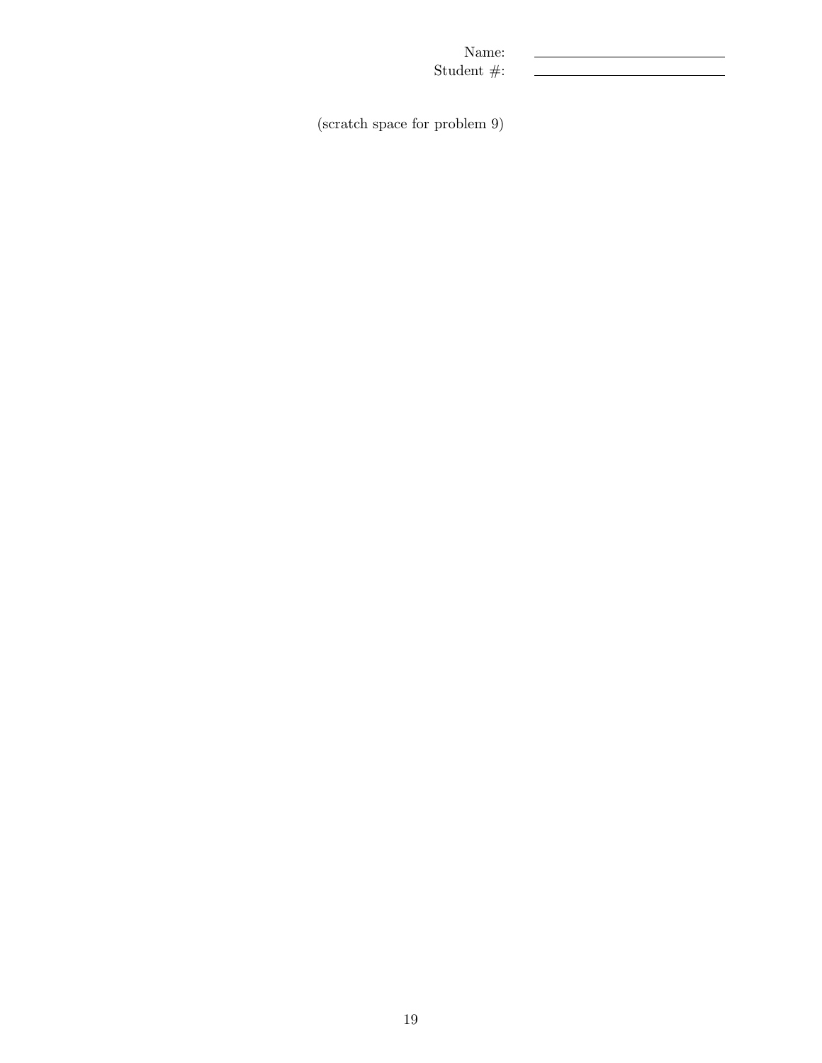Name: \_\_\_\_\_\_\_\_\_\_\_\_\_\_\_\_\_\_\_\_

Student #: \_\_\_\_\_\_\_\_\_\_\_\_\_\_\_\_\_\_\_\_

(scratch space for problem 9)